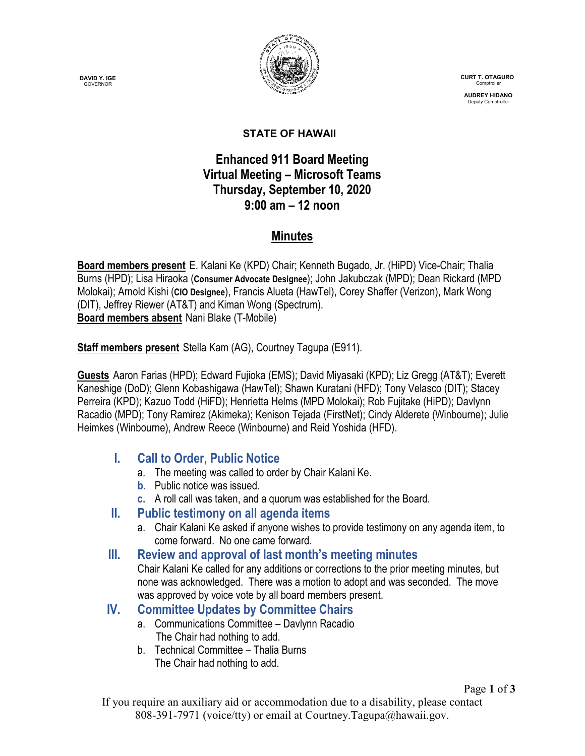**DAVID Y. IGE**
GOVERNOR

**CURT T. OTAGURO**
Comptroller

**AUDREY HIDANO**
Deputy Comptroller

**STATE OF HAWAII**

# Enhanced 911 Board Meeting
## Virtual Meeting – Microsoft Teams
## Thursday, September 10, 2020
## 9:00 am – 12 noon

## Minutes

**Board members present** E. Kalani Ke (KPD) Chair; Kenneth Bugado, Jr. (HiPD) Vice-Chair; Thalia Burns (HPD); Lisa Hiraoka (**Consumer Advocate Designee**); John Jakubczak (MPD); Dean Rickard (MPD Molokai); Arnold Kishi (**CIO Designee**), Francis Alueta (HawTel), Corey Shaffer (Verizon), Mark Wong (DIT), Jeffrey Riewer (AT&T) and Kiman Wong (Spectrum).
**Board members absent** Nani Blake (T-Mobile)

**Staff members present** Stella Kam (AG), Courtney Tagupa (E911).

**Guests** Aaron Farias (HPD); Edward Fujioka (EMS); David Miyasaki (KPD); Liz Gregg (AT&T); Everett Kaneshige (DoD); Glenn Kobashigawa (HawTel); Shawn Kuratani (HFD); Tony Velasco (DIT); Stacey Perreira (KPD); Kazuo Todd (HiFD); Henrietta Helms (MPD Molokai); Rob Fujitake (HiPD); Davlynn Racadio (MPD); Tony Ramirez (Akimeka); Kenison Tejada (FirstNet); Cindy Alderete (Winbourne); Julie Heimkes (Winbourne), Andrew Reece (Winbourne) and Reid Yoshida (HFD).

### I. Call to Order, Public Notice

a. The meeting was called to order by Chair Kalani Ke.
b. Public notice was issued.
c. A roll call was taken, and a quorum was established for the Board.

### II. Public testimony on all agenda items

a. Chair Kalani Ke asked if anyone wishes to provide testimony on any agenda item, to come forward. No one came forward.

### III. Review and approval of last month's meeting minutes

Chair Kalani Ke called for any additions or corrections to the prior meeting minutes, but none was acknowledged. There was a motion to adopt and was seconded. The move was approved by voice vote by all board members present.

### IV. Committee Updates by Committee Chairs

a. Communications Committee – Davlynn Racadio
The Chair had nothing to add.
b. Technical Committee – Thalia Burns
The Chair had nothing to add.

If you require an auxiliary aid or accommodation due to a disability, please contact 808-391-7971 (voice/tty) or email at Courtney.Tagupa@hawaii.gov.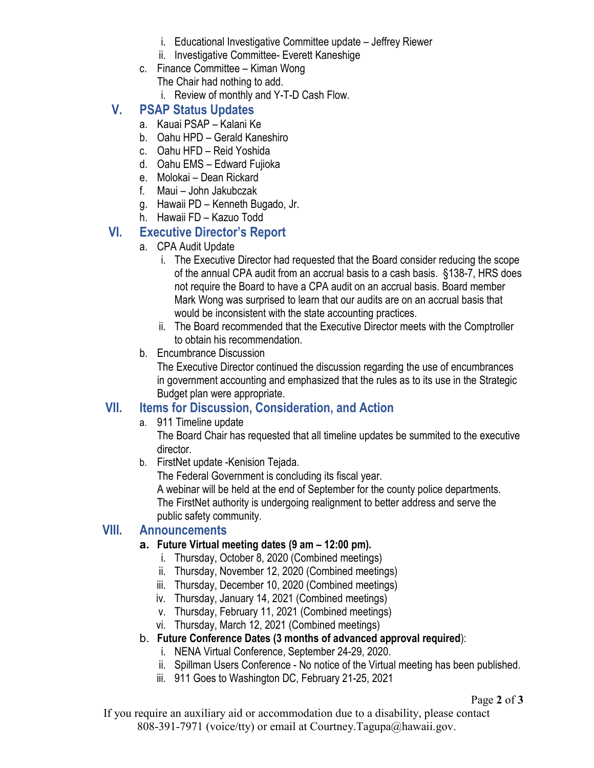i. Educational Investigative Committee update – Jeffrey Riewer
ii. Investigative Committee- Everett Kaneshige

c. Finance Committee – Kiman Wong
   The Chair had nothing to add.
   i. Review of monthly and Y-T-D Cash Flow.

## V. PSAP Status Updates

a. Kauai PSAP – Kalani Ke
b. Oahu HPD – Gerald Kaneshiro
c. Oahu HFD – Reid Yoshida
d. Oahu EMS – Edward Fujioka
e. Molokai – Dean Rickard
f. Maui – John Jakubczak
g. Hawaii PD – Kenneth Bugado, Jr.
h. Hawaii FD – Kazuo Todd

## VI. Executive Director's Report

a. CPA Audit Update
   i. The Executive Director had requested that the Board consider reducing the scope of the annual CPA audit from an accrual basis to a cash basis. §138-7, HRS does not require the Board to have a CPA audit on an accrual basis. Board member Mark Wong was surprised to learn that our audits are on an accrual basis that would be inconsistent with the state accounting practices.
   ii. The Board recommended that the Executive Director meets with the Comptroller to obtain his recommendation.

b. Encumbrance Discussion
   The Executive Director continued the discussion regarding the use of encumbrances in government accounting and emphasized that the rules as to its use in the Strategic Budget plan were appropriate.

## VII. Items for Discussion, Consideration, and Action

a. 911 Timeline update
   The Board Chair has requested that all timeline updates be summited to the executive director.

b. FirstNet update -Kenision Tejada.
   The Federal Government is concluding its fiscal year.
   A webinar will be held at the end of September for the county police departments.
   The FirstNet authority is undergoing realignment to better address and serve the public safety community.

## VIII. Announcements

a. **Future Virtual meeting dates (9 am – 12:00 pm).**
   i. Thursday, October 8, 2020 (Combined meetings)
   ii. Thursday, November 12, 2020 (Combined meetings)
   iii. Thursday, December 10, 2020 (Combined meetings)
   iv. Thursday, January 14, 2021 (Combined meetings)
   v. Thursday, February 11, 2021 (Combined meetings)
   vi. Thursday, March 12, 2021 (Combined meetings)

b. **Future Conference Dates (3 months of advanced approval required**):
   i. NENA Virtual Conference, September 24-29, 2020.
   ii. Spillman Users Conference - No notice of the Virtual meeting has been published.
   iii. 911 Goes to Washington DC, February 21-25, 2021

If you require an auxiliary aid or accommodation due to a disability, please contact 808-391-7971 (voice/tty) or email at Courtney.Tagupa@hawaii.gov.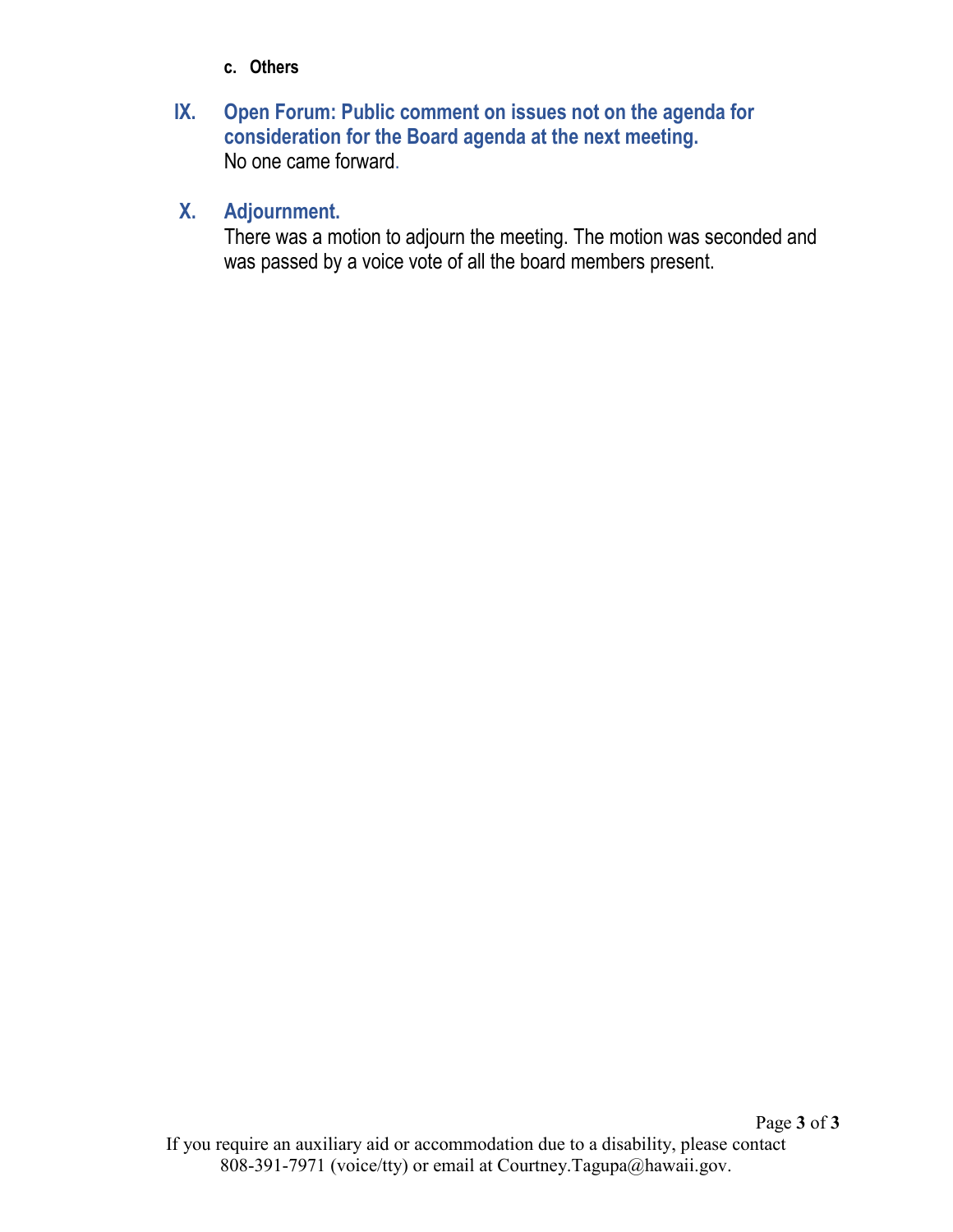**c. Others**

## IX. Open Forum: Public comment on issues not on the agenda for consideration for the Board agenda at the next meeting.

No one came forward.

## X. Adjournment.

There was a motion to adjourn the meeting. The motion was seconded and was passed by a voice vote of all the board members present.

If you require an auxiliary aid or accommodation due to a disability, please contact 808-391-7971 (voice/tty) or email at Courtney.Tagupa@hawaii.gov.